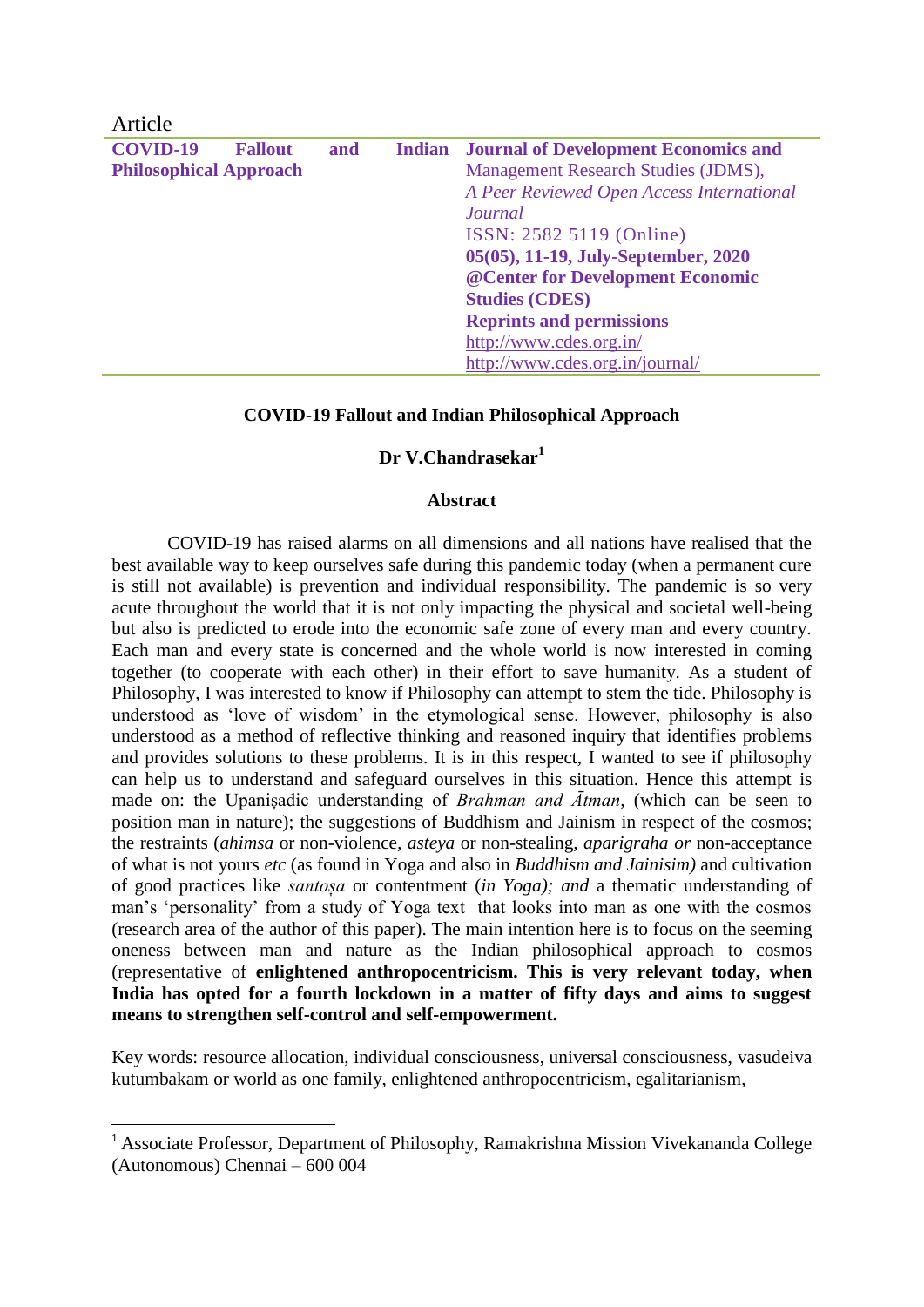Article

**COVID-19 Fallout and Indian Philosophical Approach**

**Journal of Development Economics and** Management Research Studies (JDMS), *A Peer Reviewed Open Access International Journal*
ISSN: 2582 5119 (Online)
**05(05), 11-19, July-September, 2020**
**@Center for Development Economic Studies (CDES)**
**Reprints and permissions**
http://www.cdes.org.in/
http://www.cdes.org.in/journal/

# COVID-19 Fallout and Indian Philosophical Approach

**Dr V.Chandrasekar[1]**

## Abstract

COVID-19 has raised alarms on all dimensions and all nations have realised that the best available way to keep ourselves safe during this pandemic today (when a permanent cure is still not available) is prevention and individual responsibility. The pandemic is so very acute throughout the world that it is not only impacting the physical and societal well-being but also is predicted to erode into the economic safe zone of every man and every country. Each man and every state is concerned and the whole world is now interested in coming together (to cooperate with each other) in their effort to save humanity. As a student of Philosophy, I was interested to know if Philosophy can attempt to stem the tide. Philosophy is understood as 'love of wisdom' in the etymological sense. However, philosophy is also understood as a method of reflective thinking and reasoned inquiry that identifies problems and provides solutions to these problems. It is in this respect, I wanted to see if philosophy can help us to understand and safeguard ourselves in this situation. Hence this attempt is made on: the Upaniṣadic understanding of *Brahman and Ātman*, (which can be seen to position man in nature); the suggestions of Buddhism and Jainism in respect of the cosmos; the restraints (*ahimsa* or non-violence, *asteya* or non-stealing, *aparigraha or* non-acceptance of what is not yours *etc* (as found in Yoga and also in *Buddhism and Jainisim)* and cultivation of good practices like *santoṣa* or contentment (*in Yoga); and* a thematic understanding of man's 'personality' from a study of Yoga text that looks into man as one with the cosmos (research area of the author of this paper). The main intention here is to focus on the seeming oneness between man and nature as the Indian philosophical approach to cosmos (representative of **enlightened anthropocentricism. This is very relevant today, when India has opted for a fourth lockdown in a matter of fifty days and aims to suggest means to strengthen self-control and self-empowerment.**

Key words: resource allocation, individual consciousness, universal consciousness, vasudeiva kutumbakam or world as one family, enlightened anthropocentricism, egalitarianism,

---

[1] Associate Professor, Department of Philosophy, Ramakrishna Mission Vivekananda College (Autonomous) Chennai – 600 004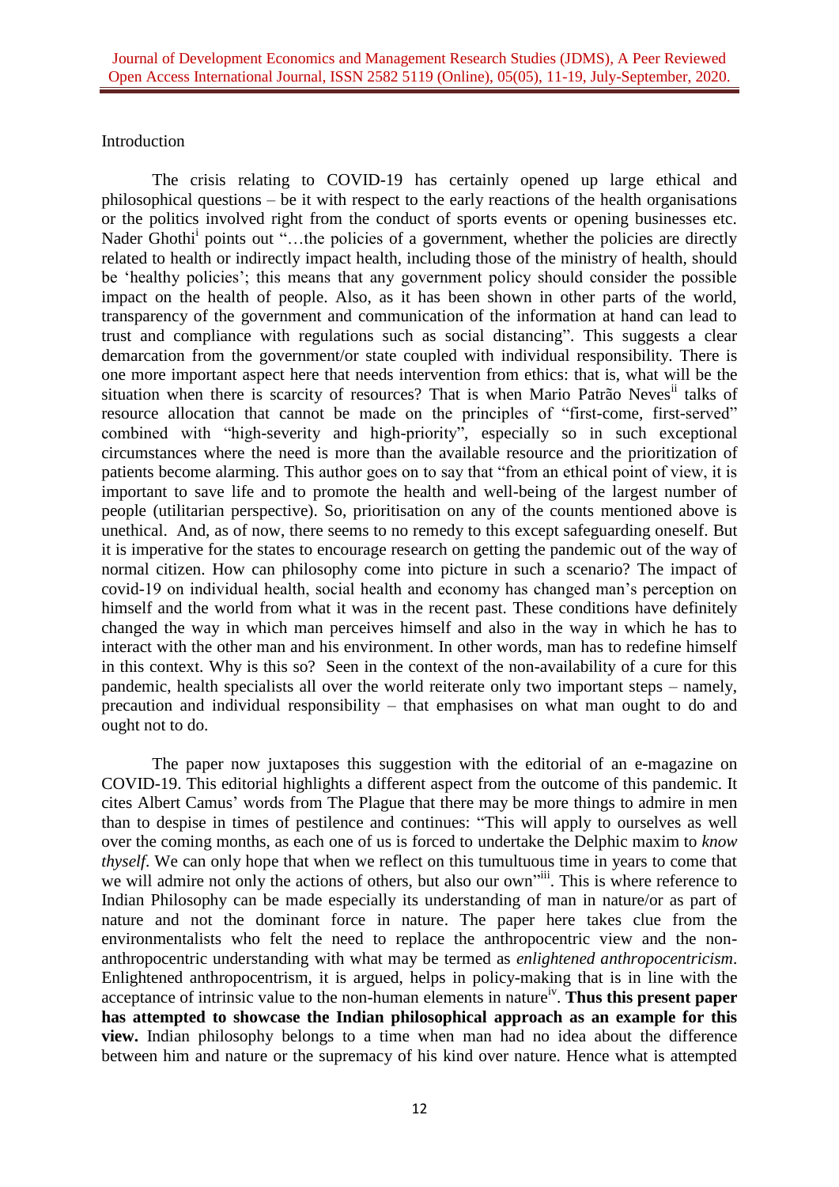Introduction

The crisis relating to COVID-19 has certainly opened up large ethical and philosophical questions – be it with respect to the early reactions of the health organisations or the politics involved right from the conduct of sports events or opening businesses etc. Nader Ghothi[i] points out "…the policies of a government, whether the policies are directly related to health or indirectly impact health, including those of the ministry of health, should be 'healthy policies'; this means that any government policy should consider the possible impact on the health of people. Also, as it has been shown in other parts of the world, transparency of the government and communication of the information at hand can lead to trust and compliance with regulations such as social distancing". This suggests a clear demarcation from the government/or state coupled with individual responsibility. There is one more important aspect here that needs intervention from ethics: that is, what will be the situation when there is scarcity of resources? That is when Mario Patrão Neves[ii] talks of resource allocation that cannot be made on the principles of "first-come, first-served" combined with "high-severity and high-priority", especially so in such exceptional circumstances where the need is more than the available resource and the prioritization of patients become alarming. This author goes on to say that "from an ethical point of view, it is important to save life and to promote the health and well-being of the largest number of people (utilitarian perspective). So, prioritisation on any of the counts mentioned above is unethical. And, as of now, there seems to no remedy to this except safeguarding oneself. But it is imperative for the states to encourage research on getting the pandemic out of the way of normal citizen. How can philosophy come into picture in such a scenario? The impact of covid-19 on individual health, social health and economy has changed man's perception on himself and the world from what it was in the recent past. These conditions have definitely changed the way in which man perceives himself and also in the way in which he has to interact with the other man and his environment. In other words, man has to redefine himself in this context. Why is this so? Seen in the context of the non-availability of a cure for this pandemic, health specialists all over the world reiterate only two important steps – namely, precaution and individual responsibility – that emphasises on what man ought to do and ought not to do.

The paper now juxtaposes this suggestion with the editorial of an e-magazine on COVID-19. This editorial highlights a different aspect from the outcome of this pandemic. It cites Albert Camus' words from The Plague that there may be more things to admire in men than to despise in times of pestilence and continues: "This will apply to ourselves as well over the coming months, as each one of us is forced to undertake the Delphic maxim to *know thyself*. We can only hope that when we reflect on this tumultuous time in years to come that we will admire not only the actions of others, but also our own"[iii]. This is where reference to Indian Philosophy can be made especially its understanding of man in nature/or as part of nature and not the dominant force in nature. The paper here takes clue from the environmentalists who felt the need to replace the anthropocentric view and the non-anthropocentric understanding with what may be termed as *enlightened anthropocentricism*. Enlightened anthropocentrism, it is argued, helps in policy-making that is in line with the acceptance of intrinsic value to the non-human elements in nature[iv]. **Thus this present paper has attempted to showcase the Indian philosophical approach as an example for this view.** Indian philosophy belongs to a time when man had no idea about the difference between him and nature or the supremacy of his kind over nature. Hence what is attempted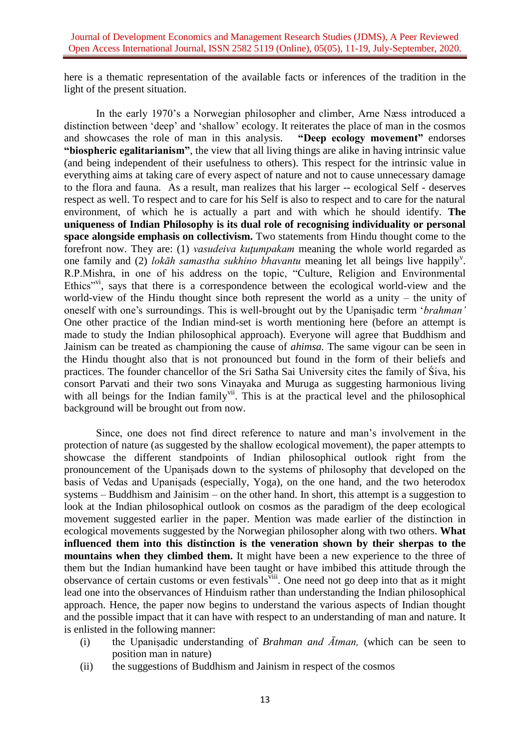here is a thematic representation of the available facts or inferences of the tradition in the light of the present situation.

In the early 1970's a Norwegian philosopher and climber, Arne Næss introduced a distinction between 'deep' and 'shallow' ecology. It reiterates the place of man in the cosmos and showcases the role of man in this analysis. **"Deep ecology movement"** endorses **"biospheric egalitarianism"**, the view that all living things are alike in having intrinsic value (and being independent of their usefulness to others). This respect for the intrinsic value in everything aims at taking care of every aspect of nature and not to cause unnecessary damage to the flora and fauna. As a result, man realizes that his larger -- ecological Self - deserves respect as well. To respect and to care for his Self is also to respect and to care for the natural environment, of which he is actually a part and with which he should identify. **The uniqueness of Indian Philosophy is its dual role of recognising individuality or personal space alongside emphasis on collectivism.** Two statements from Hindu thought come to the forefront now. They are: (1) *vasudeiva kuṭumpakam* meaning the whole world regarded as one family and (2) *lokāh samastha sukhino bhavantu* meaning let all beings live happily[v]. R.P.Mishra, in one of his address on the topic, "Culture, Religion and Environmental Ethics"[vi], says that there is a correspondence between the ecological world-view and the world-view of the Hindu thought since both represent the world as a unity – the unity of oneself with one's surroundings. This is well-brought out by the Upaniṣadic term '*brahman'* One other practice of the Indian mind-set is worth mentioning here (before an attempt is made to study the Indian philosophical approach). Everyone will agree that Buddhism and Jainism can be treated as championing the cause of *ahimsa.* The same vigour can be seen in the Hindu thought also that is not pronounced but found in the form of their beliefs and practices. The founder chancellor of the Sri Satha Sai University cites the family of Śiva, his consort Parvati and their two sons Vinayaka and Muruga as suggesting harmonious living with all beings for the Indian family[vii]. This is at the practical level and the philosophical background will be brought out from now.

Since, one does not find direct reference to nature and man's involvement in the protection of nature (as suggested by the shallow ecological movement), the paper attempts to showcase the different standpoints of Indian philosophical outlook right from the pronouncement of the Upaniṣads down to the systems of philosophy that developed on the basis of Vedas and Upaniṣads (especially, Yoga), on the one hand, and the two heterodox systems – Buddhism and Jainisim – on the other hand. In short, this attempt is a suggestion to look at the Indian philosophical outlook on cosmos as the paradigm of the deep ecological movement suggested earlier in the paper. Mention was made earlier of the distinction in ecological movements suggested by the Norwegian philosopher along with two others. **What influenced them into this distinction is the veneration shown by their sherpas to the mountains when they climbed them.** It might have been a new experience to the three of them but the Indian humankind have been taught or have imbibed this attitude through the observance of certain customs or even festivals[viii]. One need not go deep into that as it might lead one into the observances of Hinduism rather than understanding the Indian philosophical approach. Hence, the paper now begins to understand the various aspects of Indian thought and the possible impact that it can have with respect to an understanding of man and nature. It is enlisted in the following manner:

(i) the Upaṇiṣadic understanding of *Brahman and Ātman,* (which can be seen to position man in nature)

(ii) the suggestions of Buddhism and Jainism in respect of the cosmos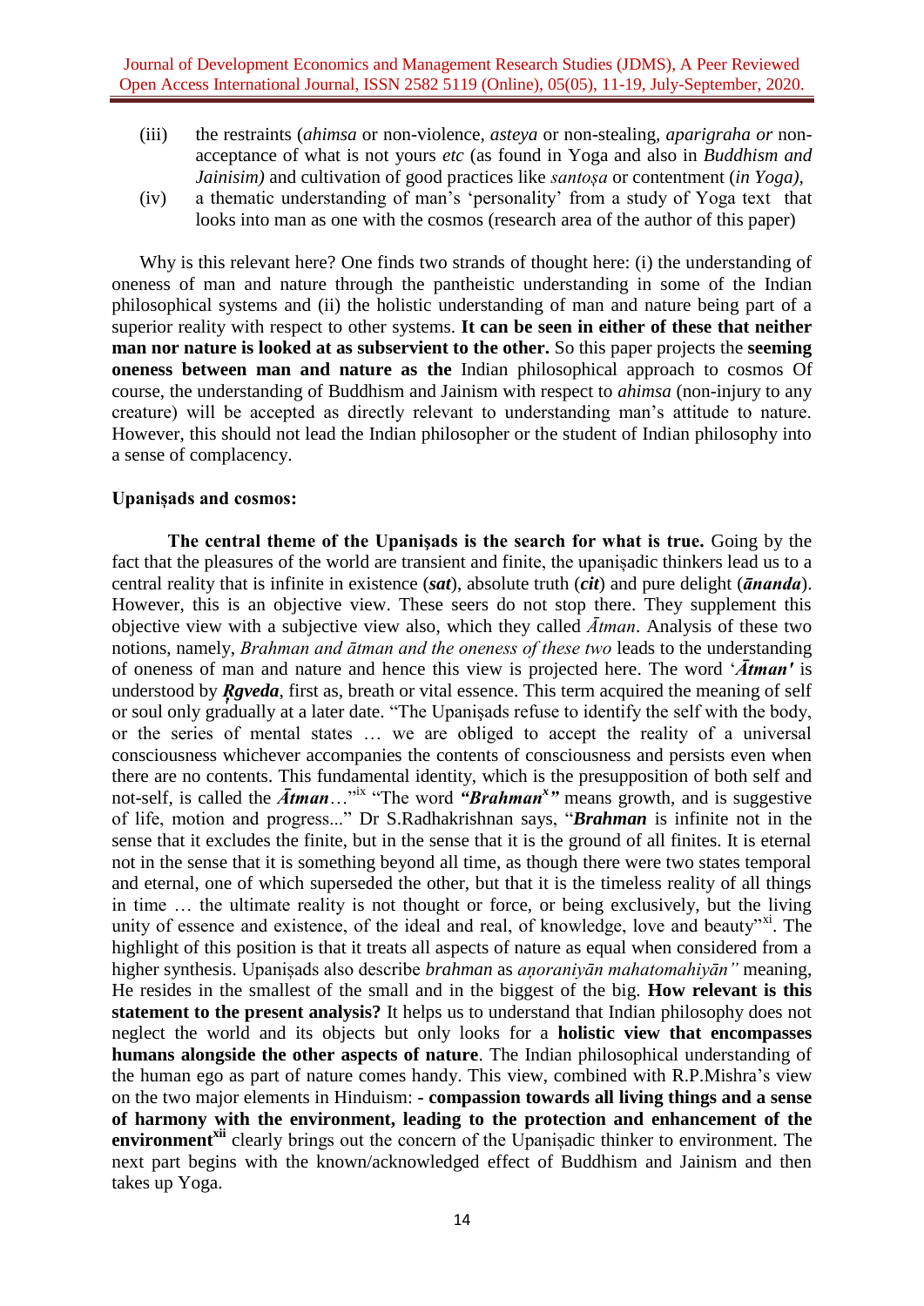(iii) the restraints (*ahimsa* or non-violence, *asteya* or non-stealing, *aparigraha or* non-acceptance of what is not yours *etc* (as found in Yoga and also in *Buddhism and Jainisim)* and cultivation of good practices like *santoṣa* or contentment (*in Yoga)*,

(iv) a thematic understanding of man's 'personality' from a study of Yoga text that looks into man as one with the cosmos (research area of the author of this paper)

Why is this relevant here? One finds two strands of thought here: (i) the understanding of oneness of man and nature through the pantheistic understanding in some of the Indian philosophical systems and (ii) the holistic understanding of man and nature being part of a superior reality with respect to other systems. **It can be seen in either of these that neither man nor nature is looked at as subservient to the other.** So this paper projects the **seeming oneness between man and nature as the** Indian philosophical approach to cosmos Of course, the understanding of Buddhism and Jainism with respect to *ahimsa* (non-injury to any creature) will be accepted as directly relevant to understanding man's attitude to nature. However, this should not lead the Indian philosopher or the student of Indian philosophy into a sense of complacency.

**Upaniṣads and cosmos:**

**The central theme of the Upanişads is the search for what is true.** Going by the fact that the pleasures of the world are transient and finite, the upaniṣadic thinkers lead us to a central reality that is infinite in existence (***sat***), absolute truth (***cit***) and pure delight (***ānanda***). However, this is an objective view. These seers do not stop there. They supplement this objective view with a subjective view also, which they called *Ātman*. Analysis of these two notions, namely, *Brahman and ātman and the oneness of these two* leads to the understanding of oneness of man and nature and hence this view is projected here. The word '***Ātman'*** is understood by ***Ṛgveda***, first as, breath or vital essence. This term acquired the meaning of self or soul only gradually at a later date. "The Upanişads refuse to identify the self with the body, or the series of mental states … we are obliged to accept the reality of a universal consciousness whichever accompanies the contents of consciousness and persists even when there are no contents. This fundamental identity, which is the presupposition of both self and not-self, is called the ***Ātman***…"[ix] "The word ***"Brahman[x]"*** means growth, and is suggestive of life, motion and progress..." Dr S.Radhakrishnan says, "***Brahman*** is infinite not in the sense that it excludes the finite, but in the sense that it is the ground of all finites. It is eternal not in the sense that it is something beyond all time, as though there were two states temporal and eternal, one of which superseded the other, but that it is the timeless reality of all things in time … the ultimate reality is not thought or force, or being exclusively, but the living unity of essence and existence, of the ideal and real, of knowledge, love and beauty"[xi]. The highlight of this position is that it treats all aspects of nature as equal when considered from a higher synthesis. Upaniṣads also describe *brahman* as *aṇoraniyān mahatomahiyān"* meaning, He resides in the smallest of the small and in the biggest of the big. **How relevant is this statement to the present analysis?** It helps us to understand that Indian philosophy does not neglect the world and its objects but only looks for a **holistic view that encompasses humans alongside the other aspects of nature**. The Indian philosophical understanding of the human ego as part of nature comes handy. This view, combined with R.P.Mishra's view on the two major elements in Hinduism: **- compassion towards all living things and a sense of harmony with the environment, leading to the protection and enhancement of the environment[xii]** clearly brings out the concern of the Upaniṣadic thinker to environment. The next part begins with the known/acknowledged effect of Buddhism and Jainism and then takes up Yoga.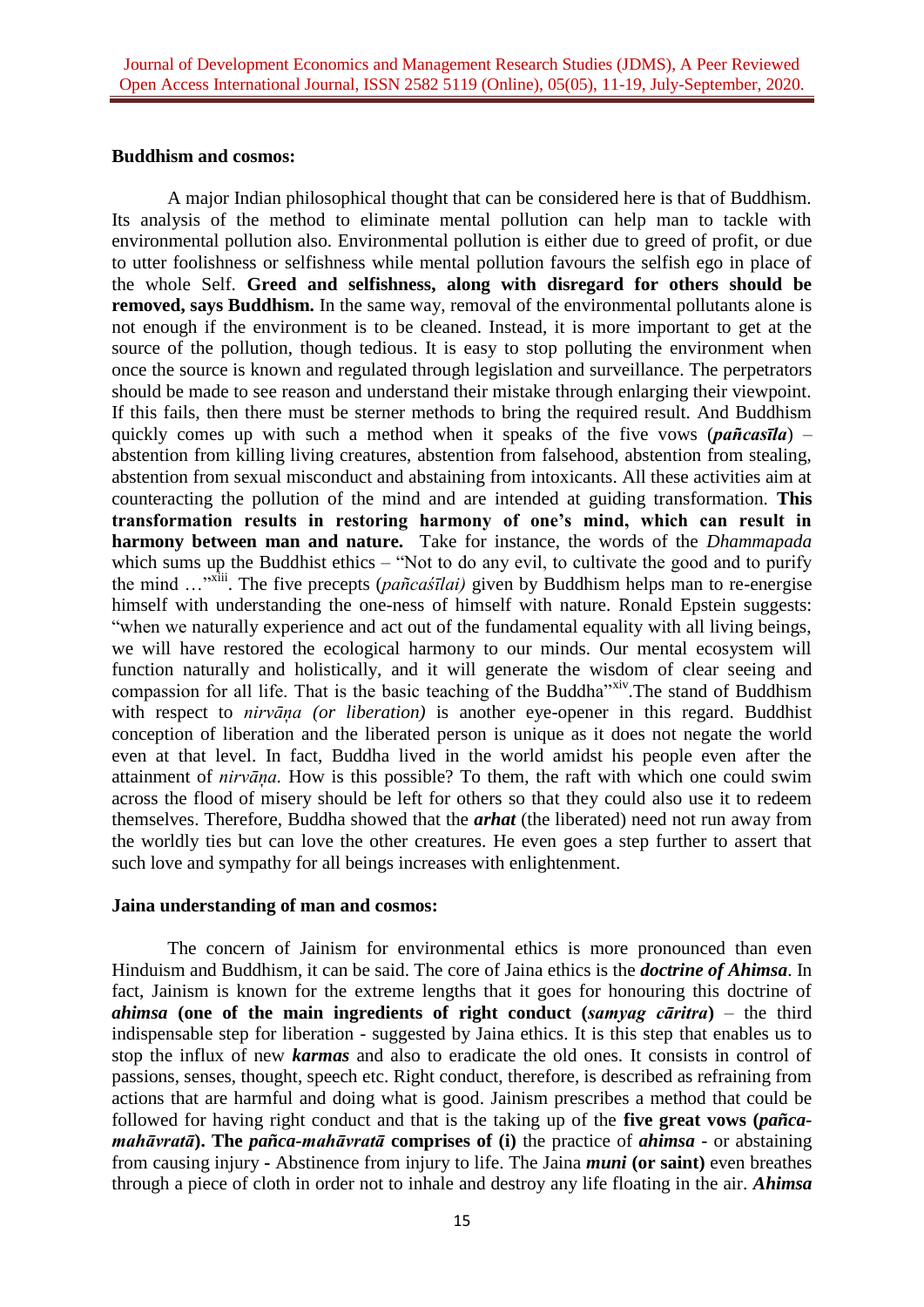**Buddhism and cosmos:**

A major Indian philosophical thought that can be considered here is that of Buddhism. Its analysis of the method to eliminate mental pollution can help man to tackle with environmental pollution also. Environmental pollution is either due to greed of profit, or due to utter foolishness or selfishness while mental pollution favours the selfish ego in place of the whole Self. **Greed and selfishness, along with disregard for others should be removed, says Buddhism.** In the same way, removal of the environmental pollutants alone is not enough if the environment is to be cleaned. Instead, it is more important to get at the source of the pollution, though tedious. It is easy to stop polluting the environment when once the source is known and regulated through legislation and surveillance. The perpetrators should be made to see reason and understand their mistake through enlarging their viewpoint. If this fails, then there must be sterner methods to bring the required result. And Buddhism quickly comes up with such a method when it speaks of the five vows (***pañcasīla***) – abstention from killing living creatures, abstention from falsehood, abstention from stealing, abstention from sexual misconduct and abstaining from intoxicants. All these activities aim at counteracting the pollution of the mind and are intended at guiding transformation. **This transformation results in restoring harmony of one's mind, which can result in harmony between man and nature.** Take for instance, the words of the *Dhammapada* which sums up the Buddhist ethics – "Not to do any evil, to cultivate the good and to purify the mind …"[xiii]. The five precepts (*pañcaśīlai)* given by Buddhism helps man to re-energise himself with understanding the one-ness of himself with nature. Ronald Epstein suggests: "when we naturally experience and act out of the fundamental equality with all living beings, we will have restored the ecological harmony to our minds. Our mental ecosystem will function naturally and holistically, and it will generate the wisdom of clear seeing and compassion for all life. That is the basic teaching of the Buddha"[xiv].The stand of Buddhism with respect to *nirvāṇa (or liberation)* is another eye-opener in this regard. Buddhist conception of liberation and the liberated person is unique as it does not negate the world even at that level. In fact, Buddha lived in the world amidst his people even after the attainment of *nirvāṇa.* How is this possible? To them, the raft with which one could swim across the flood of misery should be left for others so that they could also use it to redeem themselves. Therefore, Buddha showed that the ***arhat*** (the liberated) need not run away from the worldly ties but can love the other creatures. He even goes a step further to assert that such love and sympathy for all beings increases with enlightenment.

**Jaina understanding of man and cosmos:**

The concern of Jainism for environmental ethics is more pronounced than even Hinduism and Buddhism, it can be said. The core of Jaina ethics is the ***doctrine of Ahimsa***. In fact, Jainism is known for the extreme lengths that it goes for honouring this doctrine of ***ahimsa*** **(one of the main ingredients of right conduct (*samyag cāritra*)** – the third indispensable step for liberation - suggested by Jaina ethics. It is this step that enables us to stop the influx of new ***karmas*** and also to eradicate the old ones. It consists in control of passions, senses, thought, speech etc. Right conduct, therefore, is described as refraining from actions that are harmful and doing what is good. Jainism prescribes a method that could be followed for having right conduct and that is the taking up of the **five great vows (*pañca-mahāvratā*). The *pañca-mahāvratā* comprises of (i)** the practice of ***ahimsa*** - or abstaining from causing injury - Abstinence from injury to life. The Jaina ***muni*** **(or saint)** even breathes through a piece of cloth in order not to inhale and destroy any life floating in the air. ***Ahimsa***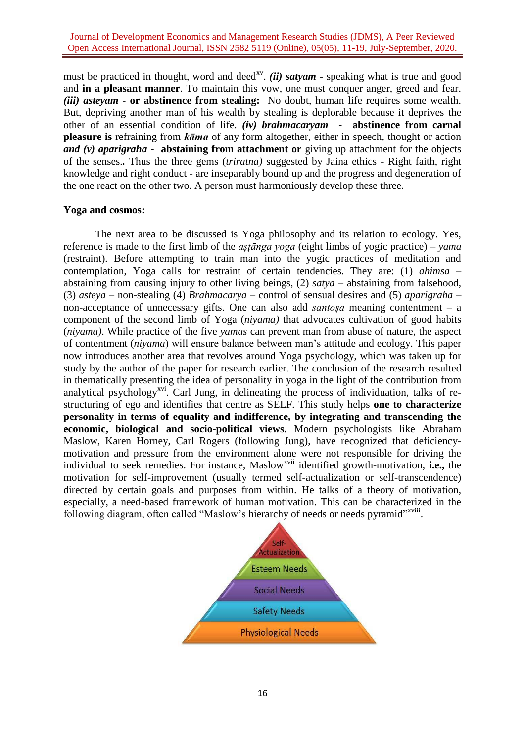must be practiced in thought, word and deed[xv]. ***(ii) satyam*** **-** speaking what is true and good and **in a pleasant manner**. To maintain this vow, one must conquer anger, greed and fear. ***(iii) asteyam*** **- or abstinence from stealing:** No doubt, human life requires some wealth. But, depriving another man of his wealth by stealing is deplorable because it deprives the other of an essential condition of life. ***(iv) brahmacaryam*** **- abstinence from carnal pleasure is** refraining from ***kāma*** of any form altogether, either in speech, thought or action ***and (v) aparigraha*** **- abstaining from attachment or** giving up attachment for the objects of the senses**.** Thus the three gems (*triratna)* suggested by Jaina ethics - Right faith, right knowledge and right conduct - are inseparably bound up and the progress and degeneration of the one react on the other two. A person must harmoniously develop these three.

**Yoga and cosmos:**

The next area to be discussed is Yoga philosophy and its relation to ecology. Yes, reference is made to the first limb of the *aṣṭānga yoga* (eight limbs of yogic practice) – *yama* (restraint). Before attempting to train man into the yogic practices of meditation and contemplation, Yoga calls for restraint of certain tendencies. They are: (1) *ahimsa* – abstaining from causing injury to other living beings, (2) *satya* – abstaining from falsehood, (3) *asteya* – non-stealing (4) *Brahmacarya* – control of sensual desires and (5) *aparigraha* – non-acceptance of unnecessary gifts. One can also add *santoṣa* meaning contentment – a component of the second limb of Yoga (*niyama)* that advocates cultivation of good habits (*niyama)*. While practice of the five *yamas* can prevent man from abuse of nature, the aspect of contentment (*niyama*) will ensure balance between man's attitude and ecology. This paper now introduces another area that revolves around Yoga psychology, which was taken up for study by the author of the paper for research earlier. The conclusion of the research resulted in thematically presenting the idea of personality in yoga in the light of the contribution from analytical psychology[xvi]. Carl Jung, in delineating the process of individuation, talks of re-structuring of ego and identifies that centre as SELF. This study helps **one to characterize personality in terms of equality and indifference, by integrating and transcending the economic, biological and socio-political views.** Modern psychologists like Abraham Maslow, Karen Horney, Carl Rogers (following Jung), have recognized that deficiency-motivation and pressure from the environment alone were not responsible for driving the individual to seek remedies. For instance, Maslow[xvii] identified growth-motivation, **i.e.,** the motivation for self-improvement (usually termed self-actualization or self-transcendence) directed by certain goals and purposes from within. He talks of a theory of motivation, especially, a need-based framework of human motivation. This can be characterized in the following diagram, often called "Maslow's hierarchy of needs or needs pyramid"[xviii].

Self-Actualization
Esteem Needs
Social Needs
Safety Needs
Physiological Needs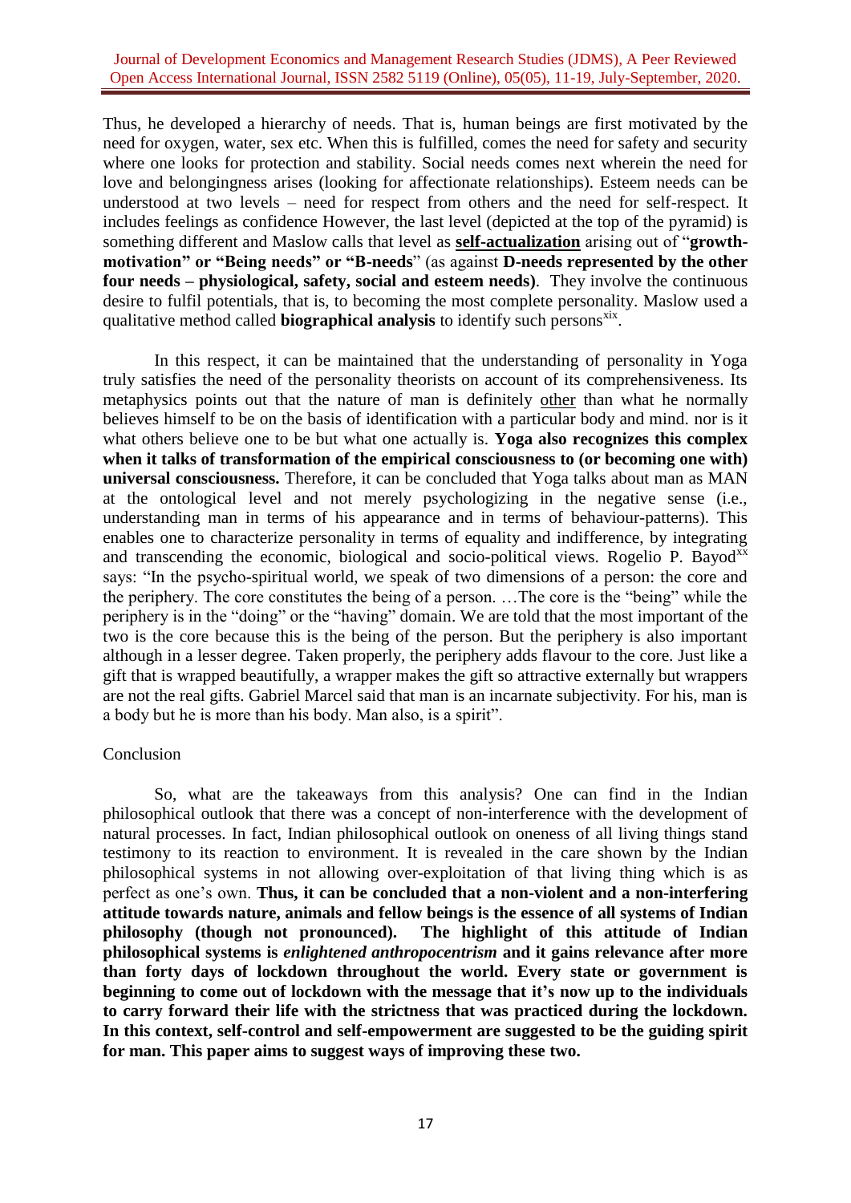Thus, he developed a hierarchy of needs. That is, human beings are first motivated by the need for oxygen, water, sex etc. When this is fulfilled, comes the need for safety and security where one looks for protection and stability. Social needs comes next wherein the need for love and belongingness arises (looking for affectionate relationships). Esteem needs can be understood at two levels – need for respect from others and the need for self-respect. It includes feelings as confidence However, the last level (depicted at the top of the pyramid) is something different and Maslow calls that level as **self-actualization** arising out of "**growth-motivation" or "Being needs" or "B-needs**" (as against **D-needs represented by the other four needs – physiological, safety, social and esteem needs)**. They involve the continuous desire to fulfil potentials, that is, to becoming the most complete personality. Maslow used a qualitative method called **biographical analysis** to identify such persons[xix].

In this respect, it can be maintained that the understanding of personality in Yoga truly satisfies the need of the personality theorists on account of its comprehensiveness. Its metaphysics points out that the nature of man is definitely other than what he normally believes himself to be on the basis of identification with a particular body and mind. nor is it what others believe one to be but what one actually is. **Yoga also recognizes this complex when it talks of transformation of the empirical consciousness to (or becoming one with) universal consciousness.** Therefore, it can be concluded that Yoga talks about man as MAN at the ontological level and not merely psychologizing in the negative sense (i.e., understanding man in terms of his appearance and in terms of behaviour-patterns). This enables one to characterize personality in terms of equality and indifference, by integrating and transcending the economic, biological and socio-political views. Rogelio P. Bayod[xx] says: "In the psycho-spiritual world, we speak of two dimensions of a person: the core and the periphery. The core constitutes the being of a person. …The core is the "being" while the periphery is in the "doing" or the "having" domain. We are told that the most important of the two is the core because this is the being of the person. But the periphery is also important although in a lesser degree. Taken properly, the periphery adds flavour to the core. Just like a gift that is wrapped beautifully, a wrapper makes the gift so attractive externally but wrappers are not the real gifts. Gabriel Marcel said that man is an incarnate subjectivity. For his, man is a body but he is more than his body. Man also, is a spirit".

## Conclusion

So, what are the takeaways from this analysis? One can find in the Indian philosophical outlook that there was a concept of non-interference with the development of natural processes. In fact, Indian philosophical outlook on oneness of all living things stand testimony to its reaction to environment. It is revealed in the care shown by the Indian philosophical systems in not allowing over-exploitation of that living thing which is as perfect as one's own. **Thus, it can be concluded that a non-violent and a non-interfering attitude towards nature, animals and fellow beings is the essence of all systems of Indian philosophy (though not pronounced). The highlight of this attitude of Indian philosophical systems is *enlightened anthropocentrism* and it gains relevance after more than forty days of lockdown throughout the world. Every state or government is beginning to come out of lockdown with the message that it's now up to the individuals to carry forward their life with the strictness that was practiced during the lockdown. In this context, self-control and self-empowerment are suggested to be the guiding spirit for man. This paper aims to suggest ways of improving these two.**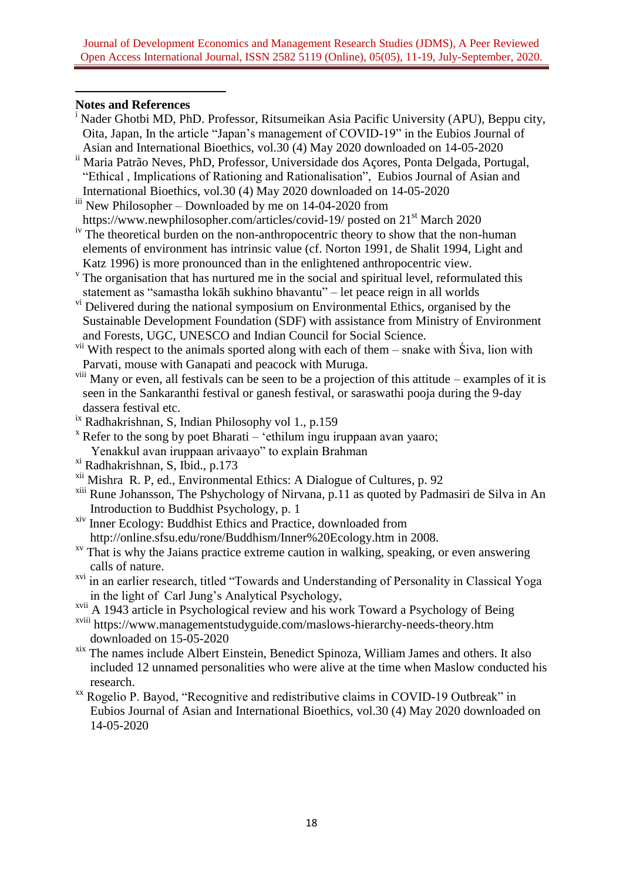**Notes and References**

[i] Nader Ghotbi MD, PhD. Professor, Ritsumeikan Asia Pacific University (APU), Beppu city, Oita, Japan, In the article "Japan's management of COVID-19" in the Eubios Journal of Asian and International Bioethics, vol.30 (4) May 2020 downloaded on 14-05-2020

[ii] Maria Patrão Neves, PhD, Professor, Universidade dos Açores, Ponta Delgada, Portugal, "Ethical , Implications of Rationing and Rationalisation", Eubios Journal of Asian and International Bioethics, vol.30 (4) May 2020 downloaded on 14-05-2020

[iii] New Philosopher – Downloaded by me on 14-04-2020 from https://www.newphilosopher.com/articles/covid-19/ posted on 21st March 2020

[iv] The theoretical burden on the non-anthropocentric theory to show that the non-human elements of environment has intrinsic value (cf. Norton 1991, de Shalit 1994, Light and Katz 1996) is more pronounced than in the enlightened anthropocentric view.

[v] The organisation that has nurtured me in the social and spiritual level, reformulated this statement as "samastha lokāh sukhino bhavantu" – let peace reign in all worlds

[vi] Delivered during the national symposium on Environmental Ethics, organised by the Sustainable Development Foundation (SDF) with assistance from Ministry of Environment and Forests, UGC, UNESCO and Indian Council for Social Science.

[vii] With respect to the animals sported along with each of them – snake with Śiva, lion with Parvati, mouse with Ganapati and peacock with Muruga.

[viii] Many or even, all festivals can be seen to be a projection of this attitude – examples of it is seen in the Sankaranthi festival or ganesh festival, or saraswathi pooja during the 9-day dassera festival etc.

[ix] Radhakrishnan, S, Indian Philosophy vol 1., p.159

[x] Refer to the song by poet Bharati – 'ethilum ingu iruppaan avan yaaro; Yenakkul avan iruppaan arivaayo" to explain Brahman

[xi] Radhakrishnan, S, Ibid., p.173

[xii] Mishra R. P, ed., Environmental Ethics: A Dialogue of Cultures, p. 92

[xiii] Rune Johansson, The Pshychology of Nirvana, p.11 as quoted by Padmasiri de Silva in An Introduction to Buddhist Psychology, p. 1

[xiv] Inner Ecology: Buddhist Ethics and Practice, downloaded from http://online.sfsu.edu/rone/Buddhism/Inner%20Ecology.htm in 2008.

[xv] That is why the Jaians practice extreme caution in walking, speaking, or even answering calls of nature.

[xvi] in an earlier research, titled "Towards and Understanding of Personality in Classical Yoga in the light of Carl Jung's Analytical Psychology,

[xvii] A 1943 article in Psychological review and his work Toward a Psychology of Being

[xviii] https://www.managementstudyguide.com/maslows-hierarchy-needs-theory.htm downloaded on 15-05-2020

[xix] The names include Albert Einstein, Benedict Spinoza, William James and others. It also included 12 unnamed personalities who were alive at the time when Maslow conducted his research.

[xx] Rogelio P. Bayod, "Recognitive and redistributive claims in COVID-19 Outbreak" in Eubios Journal of Asian and International Bioethics, vol.30 (4) May 2020 downloaded on 14-05-2020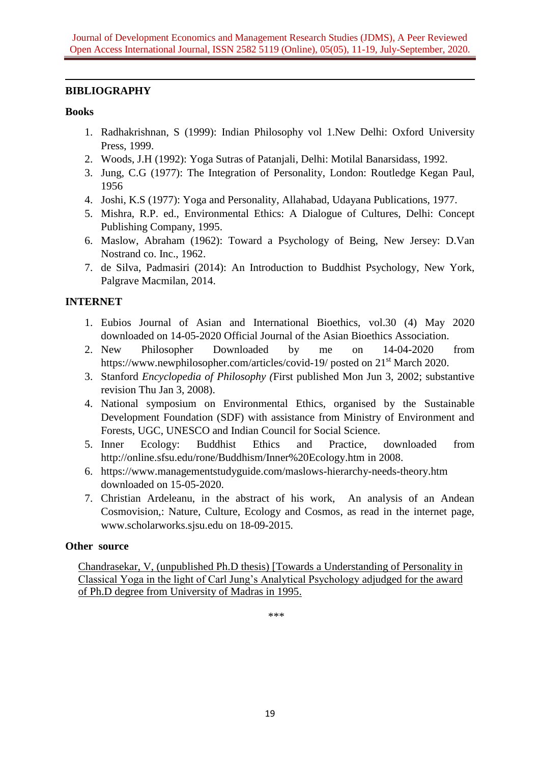## BIBLIOGRAPHY

### Books

1. Radhakrishnan, S (1999): Indian Philosophy vol 1.New Delhi: Oxford University Press, 1999.
2. Woods, J.H (1992): Yoga Sutras of Patanjali, Delhi: Motilal Banarsidass, 1992.
3. Jung, C.G (1977): The Integration of Personality, London: Routledge Kegan Paul, 1956
4. Joshi, K.S (1977): Yoga and Personality, Allahabad, Udayana Publications, 1977.
5. Mishra, R.P. ed., Environmental Ethics: A Dialogue of Cultures, Delhi: Concept Publishing Company, 1995.
6. Maslow, Abraham (1962): Toward a Psychology of Being, New Jersey: D.Van Nostrand co. Inc., 1962.
7. de Silva, Padmasiri (2014): An Introduction to Buddhist Psychology, New York, Palgrave Macmilan, 2014.

### INTERNET

1. Eubios Journal of Asian and International Bioethics, vol.30 (4) May 2020 downloaded on 14-05-2020 Official Journal of the Asian Bioethics Association.
2. New Philosopher Downloaded by me on 14-04-2020 from https://www.newphilosopher.com/articles/covid-19/ posted on 21st March 2020.
3. Stanford *Encyclopedia of Philosophy (*First published Mon Jun 3, 2002; substantive revision Thu Jan 3, 2008).
4. National symposium on Environmental Ethics, organised by the Sustainable Development Foundation (SDF) with assistance from Ministry of Environment and Forests, UGC, UNESCO and Indian Council for Social Science.
5. Inner Ecology: Buddhist Ethics and Practice, downloaded from http://online.sfsu.edu/rone/Buddhism/Inner%20Ecology.htm in 2008.
6. https://www.managementstudyguide.com/maslows-hierarchy-needs-theory.htm downloaded on 15-05-2020.
7. Christian Ardeleanu, in the abstract of his work, An analysis of an Andean Cosmovision,: Nature, Culture, Ecology and Cosmos, as read in the internet page, www.scholarworks.sjsu.edu on 18-09-2015.

### Other source

Chandrasekar, V, (unpublished Ph.D thesis) [Towards a Understanding of Personality in Classical Yoga in the light of Carl Jung's Analytical Psychology adjudged for the award of Ph.D degree from University of Madras in 1995.

***